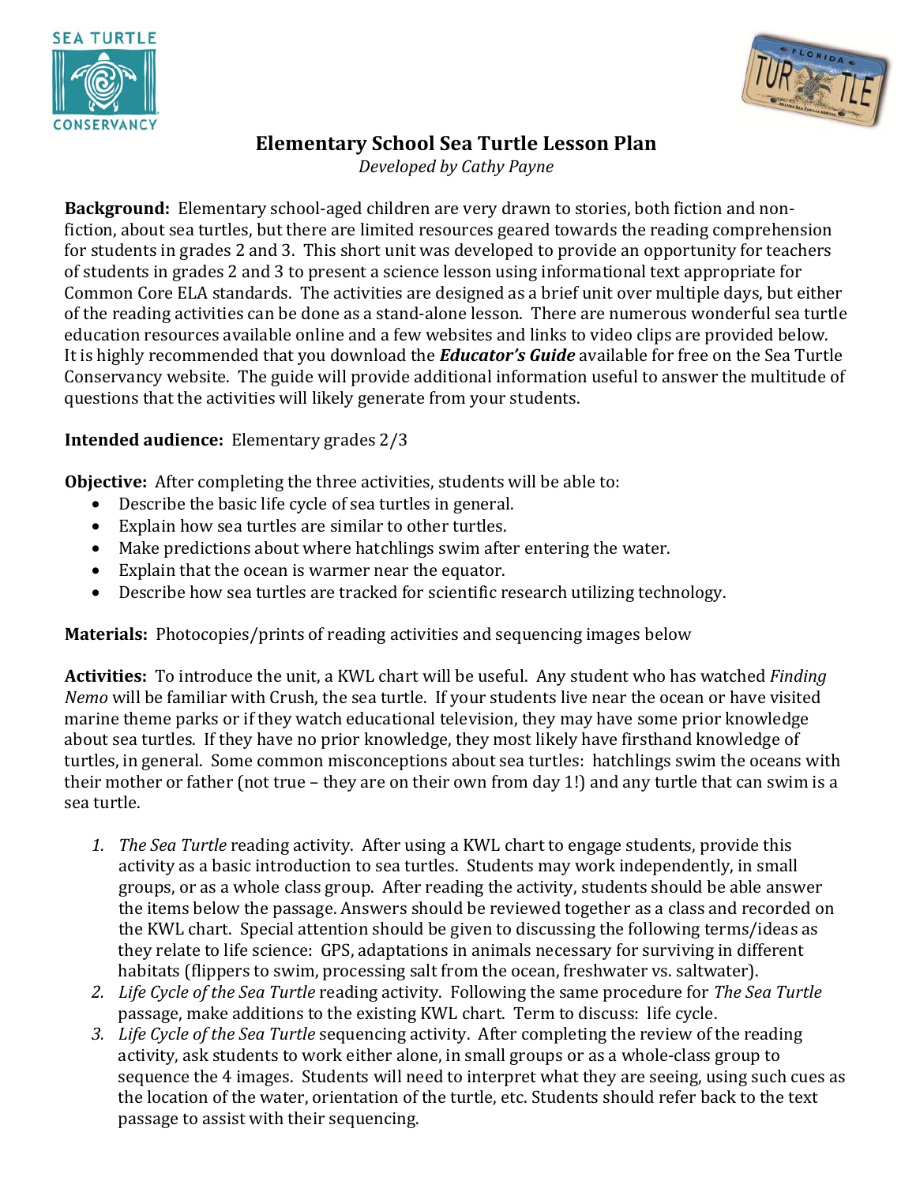# Elementary School Sea Turtle Lesson Plan

*Developed by Cathy Payne*

**Background:** Elementary school-aged children are very drawn to stories, both fiction and non-fiction, about sea turtles, but there are limited resources geared towards the reading comprehension for students in grades 2 and 3. This short unit was developed to provide an opportunity for teachers of students in grades 2 and 3 to present a science lesson using informational text appropriate for Common Core ELA standards. The activities are designed as a brief unit over multiple days, but either of the reading activities can be done as a stand-alone lesson. There are numerous wonderful sea turtle education resources available online and a few websites and links to video clips are provided below. It is highly recommended that you download the ***Educator's Guide*** available for free on the Sea Turtle Conservancy website. The guide will provide additional information useful to answer the multitude of questions that the activities will likely generate from your students.

**Intended audience:** Elementary grades 2/3

**Objective:** After completing the three activities, students will be able to:

- Describe the basic life cycle of sea turtles in general.
- Explain how sea turtles are similar to other turtles.
- Make predictions about where hatchlings swim after entering the water.
- Explain that the ocean is warmer near the equator.
- Describe how sea turtles are tracked for scientific research utilizing technology.

**Materials:** Photocopies/prints of reading activities and sequencing images below

**Activities:** To introduce the unit, a KWL chart will be useful. Any student who has watched *Finding Nemo* will be familiar with Crush, the sea turtle. If your students live near the ocean or have visited marine theme parks or if they watch educational television, they may have some prior knowledge about sea turtles. If they have no prior knowledge, they most likely have firsthand knowledge of turtles, in general. Some common misconceptions about sea turtles: hatchlings swim the oceans with their mother or father (not true – they are on their own from day 1!) and any turtle that can swim is a sea turtle.

1. *The Sea Turtle* reading activity. After using a KWL chart to engage students, provide this activity as a basic introduction to sea turtles. Students may work independently, in small groups, or as a whole class group. After reading the activity, students should be able answer the items below the passage. Answers should be reviewed together as a class and recorded on the KWL chart. Special attention should be given to discussing the following terms/ideas as they relate to life science: GPS, adaptations in animals necessary for surviving in different habitats (flippers to swim, processing salt from the ocean, freshwater vs. saltwater).
2. *Life Cycle of the Sea Turtle* reading activity. Following the same procedure for *The Sea Turtle* passage, make additions to the existing KWL chart. Term to discuss: life cycle.
3. *Life Cycle of the Sea Turtle* sequencing activity. After completing the review of the reading activity, ask students to work either alone, in small groups or as a whole-class group to sequence the 4 images. Students will need to interpret what they are seeing, using such cues as the location of the water, orientation of the turtle, etc. Students should refer back to the text passage to assist with their sequencing.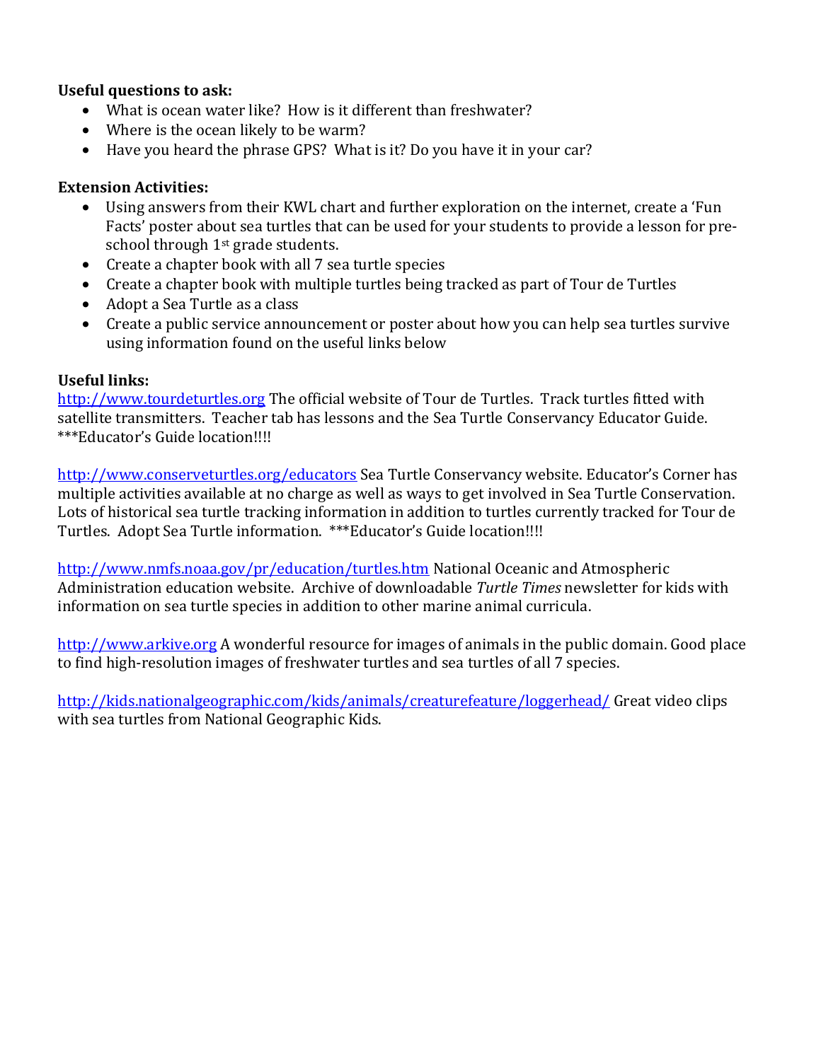**Useful questions to ask:**

- What is ocean water like? How is it different than freshwater?
- Where is the ocean likely to be warm?
- Have you heard the phrase GPS? What is it? Do you have it in your car?

**Extension Activities:**

- Using answers from their KWL chart and further exploration on the internet, create a 'Fun Facts' poster about sea turtles that can be used for your students to provide a lesson for pre-school through 1st grade students.
- Create a chapter book with all 7 sea turtle species
- Create a chapter book with multiple turtles being tracked as part of Tour de Turtles
- Adopt a Sea Turtle as a class
- Create a public service announcement or poster about how you can help sea turtles survive using information found on the useful links below

**Useful links:**

http://www.tourdeturtles.org The official website of Tour de Turtles. Track turtles fitted with satellite transmitters. Teacher tab has lessons and the Sea Turtle Conservancy Educator Guide. ***Educator's Guide location!!!!

http://www.conserveturtles.org/educators Sea Turtle Conservancy website. Educator's Corner has multiple activities available at no charge as well as ways to get involved in Sea Turtle Conservation. Lots of historical sea turtle tracking information in addition to turtles currently tracked for Tour de Turtles. Adopt Sea Turtle information. ***Educator's Guide location!!!!

http://www.nmfs.noaa.gov/pr/education/turtles.htm National Oceanic and Atmospheric Administration education website. Archive of downloadable *Turtle Times* newsletter for kids with information on sea turtle species in addition to other marine animal curricula.

http://www.arkive.org A wonderful resource for images of animals in the public domain. Good place to find high-resolution images of freshwater turtles and sea turtles of all 7 species.

http://kids.nationalgeographic.com/kids/animals/creaturefeature/loggerhead/ Great video clips with sea turtles from National Geographic Kids.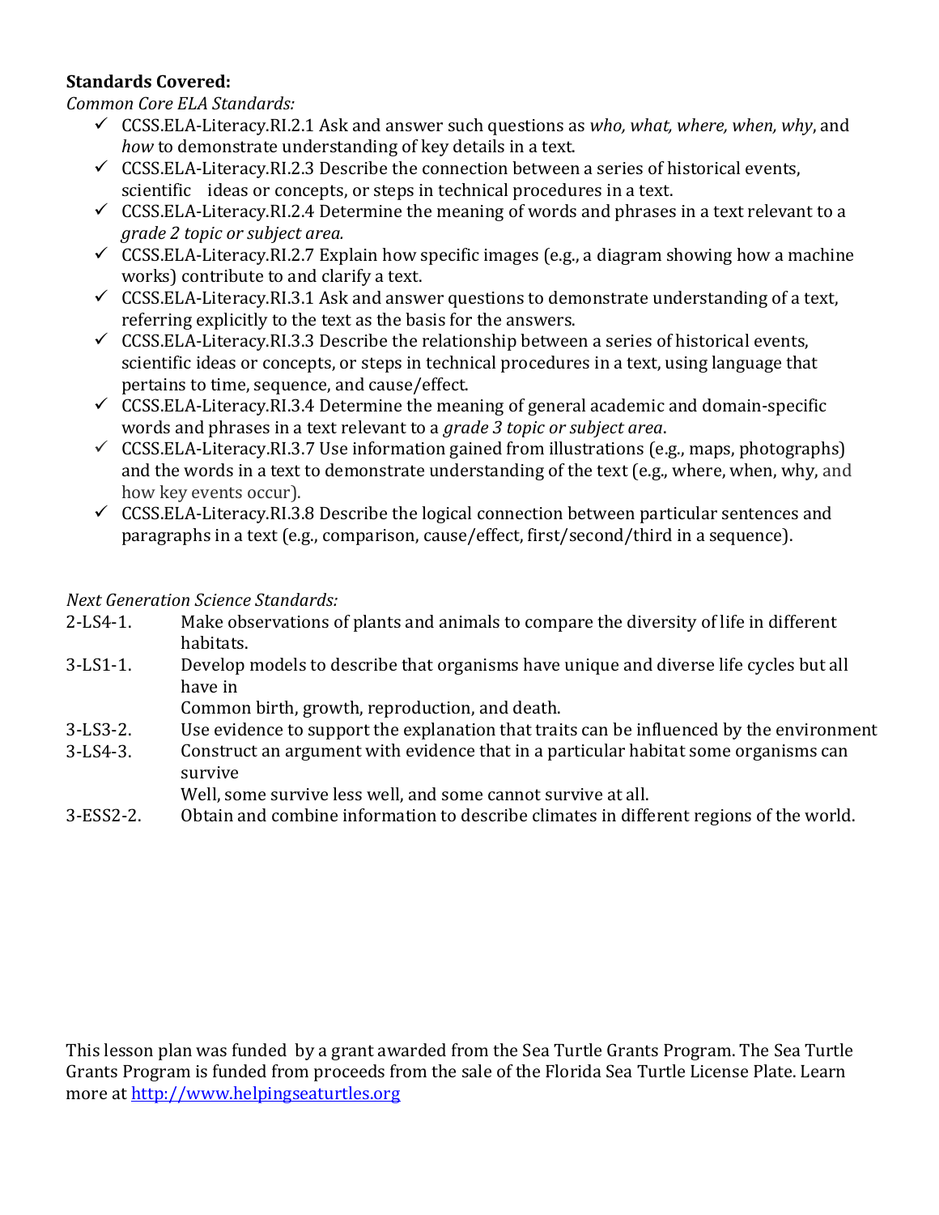**Standards Covered:**

*Common Core ELA Standards:*

- ✓ CCSS.ELA-Literacy.RI.2.1 Ask and answer such questions as *who, what, where, when, why*, and *how* to demonstrate understanding of key details in a text.
- ✓ CCSS.ELA-Literacy.RI.2.3 Describe the connection between a series of historical events, scientific ideas or concepts, or steps in technical procedures in a text.
- ✓ CCSS.ELA-Literacy.RI.2.4 Determine the meaning of words and phrases in a text relevant to a *grade 2 topic or subject area.*
- ✓ CCSS.ELA-Literacy.RI.2.7 Explain how specific images (e.g., a diagram showing how a machine works) contribute to and clarify a text.
- ✓ CCSS.ELA-Literacy.RI.3.1 Ask and answer questions to demonstrate understanding of a text, referring explicitly to the text as the basis for the answers.
- ✓ CCSS.ELA-Literacy.RI.3.3 Describe the relationship between a series of historical events, scientific ideas or concepts, or steps in technical procedures in a text, using language that pertains to time, sequence, and cause/effect.
- ✓ CCSS.ELA-Literacy.RI.3.4 Determine the meaning of general academic and domain-specific words and phrases in a text relevant to a *grade 3 topic or subject area*.
- ✓ CCSS.ELA-Literacy.RI.3.7 Use information gained from illustrations (e.g., maps, photographs) and the words in a text to demonstrate understanding of the text (e.g., where, when, why, and how key events occur).
- ✓ CCSS.ELA-Literacy.RI.3.8 Describe the logical connection between particular sentences and paragraphs in a text (e.g., comparison, cause/effect, first/second/third in a sequence).

*Next Generation Science Standards:*

2-LS4-1. Make observations of plants and animals to compare the diversity of life in different habitats.

3-LS1-1. Develop models to describe that organisms have unique and diverse life cycles but all have in
Common birth, growth, reproduction, and death.

3-LS3-2. Use evidence to support the explanation that traits can be influenced by the environment

3-LS4-3. Construct an argument with evidence that in a particular habitat some organisms can survive
Well, some survive less well, and some cannot survive at all.

3-ESS2-2. Obtain and combine information to describe climates in different regions of the world.

This lesson plan was funded by a grant awarded from the Sea Turtle Grants Program. The Sea Turtle Grants Program is funded from proceeds from the sale of the Florida Sea Turtle License Plate. Learn more at [http://www.helpingseaturtles.org](http://www.helpingseaturtles.org)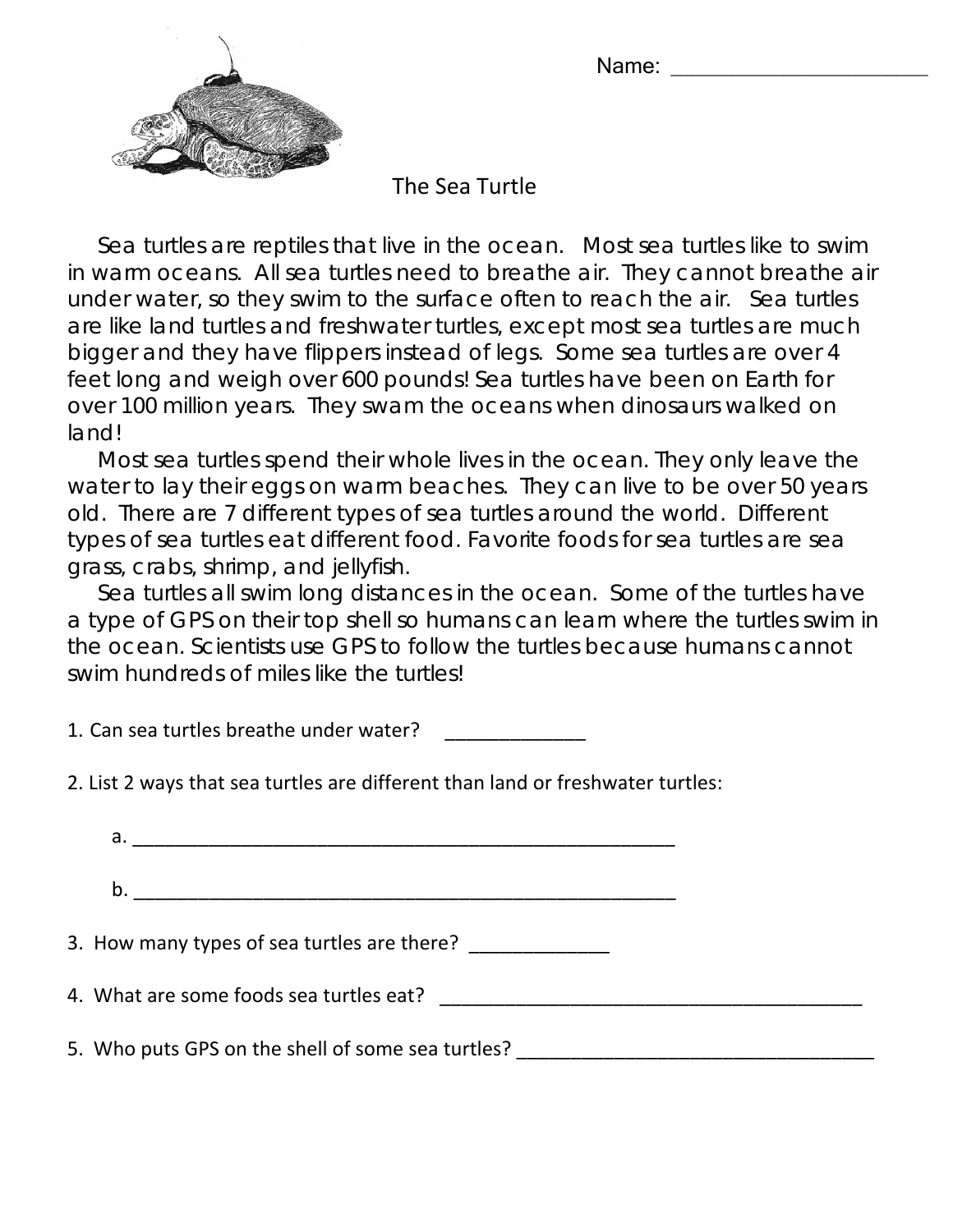Name: ______________________

# The Sea Turtle

Sea turtles are reptiles that live in the ocean. Most sea turtles like to swim in warm oceans. All sea turtles need to breathe the air. They cannot breathe the air under water, so they swim to the surface often to reach the air. Sea turtles are like land turtles and freshwater turtles, except most sea turtles are much bigger and they have flippers instead of legs. Some sea turtles are over 4 feet long and weigh over 600 pounds! Sea turtles have been on Earth for over 100 million years. They swam the oceans when dinosaurs walked on land!

Most sea turtles spend their whole lives in the ocean. They only leave the water to lay their eggs on warm beaches. They can live to be over 50 years old. There are 7 different types of sea turtles around the world. Different types of sea turtles eat different food. Favorite foods for sea turtles are sea grass, crabs, shrimp, and jellyfish.

Sea turtles all swim long distances in the ocean. Some of the turtles have a type of GPS on their top shell so humans can learn where the turtles swim in the ocean. Scientists use GPS to follow the turtles because humans cannot swim hundreds of miles like the turtles!

1. Can sea turtles breathe under water? _____________

2. List 2 ways that sea turtles are different than land or freshwater turtles:

   a. ____________________________________________________

   b. ____________________________________________________

3. How many types of sea turtles are there? _____________

4. What are some foods sea turtles eat? ________________________________________

5. Who puts GPS on the shell of some sea turtles? __________________________________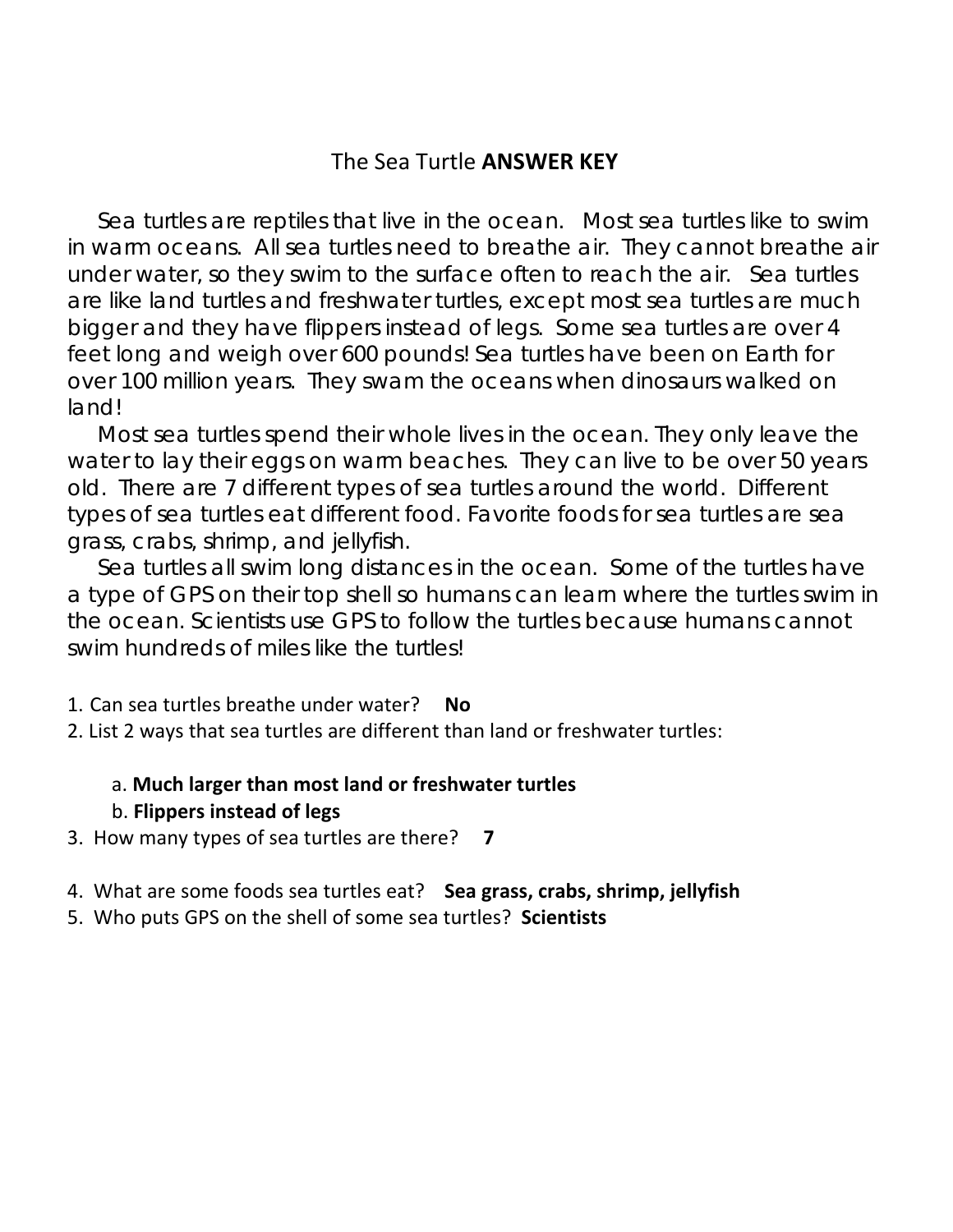# The Sea Turtle **ANSWER KEY**

Sea turtles are reptiles that live in the ocean. Most sea turtles like to swim in warm oceans. All sea turtles need to breathe air. They cannot breathe air under water, so they swim to the surface often to reach the air. Sea turtles are like land turtles and freshwater turtles, except most sea turtles are much bigger and they have flippers instead of legs. Some sea turtles are over 4 feet long and weigh over 600 pounds! Sea turtles have been on Earth for over 100 million years. They swam the oceans when dinosaurs walked on land!

Most sea turtles spend their whole lives in the ocean. They only leave the water to lay their eggs on warm beaches. They can live to be over 50 years old. There are 7 different types of sea turtles around the world. Different types of sea turtles eat different food. Favorite foods for sea turtles are sea grass, crabs, shrimp, and jellyfish.

Sea turtles all swim long distances in the ocean. Some of the turtles have a type of GPS on their top shell so humans can learn where the turtles swim in the ocean. Scientists use GPS to follow the turtles because humans cannot swim hundreds of miles like the turtles!

1. Can sea turtles breathe under water? **No**
2. List 2 ways that sea turtles are different than land or freshwater turtles:

   a. **Much larger than most land or freshwater turtles**

   b. **Flippers instead of legs**
3. How many types of sea turtles are there? **7**
4. What are some foods sea turtles eat? **Sea grass, crabs, shrimp, jellyfish**
5. Who puts GPS on the shell of some sea turtles? **Scientists**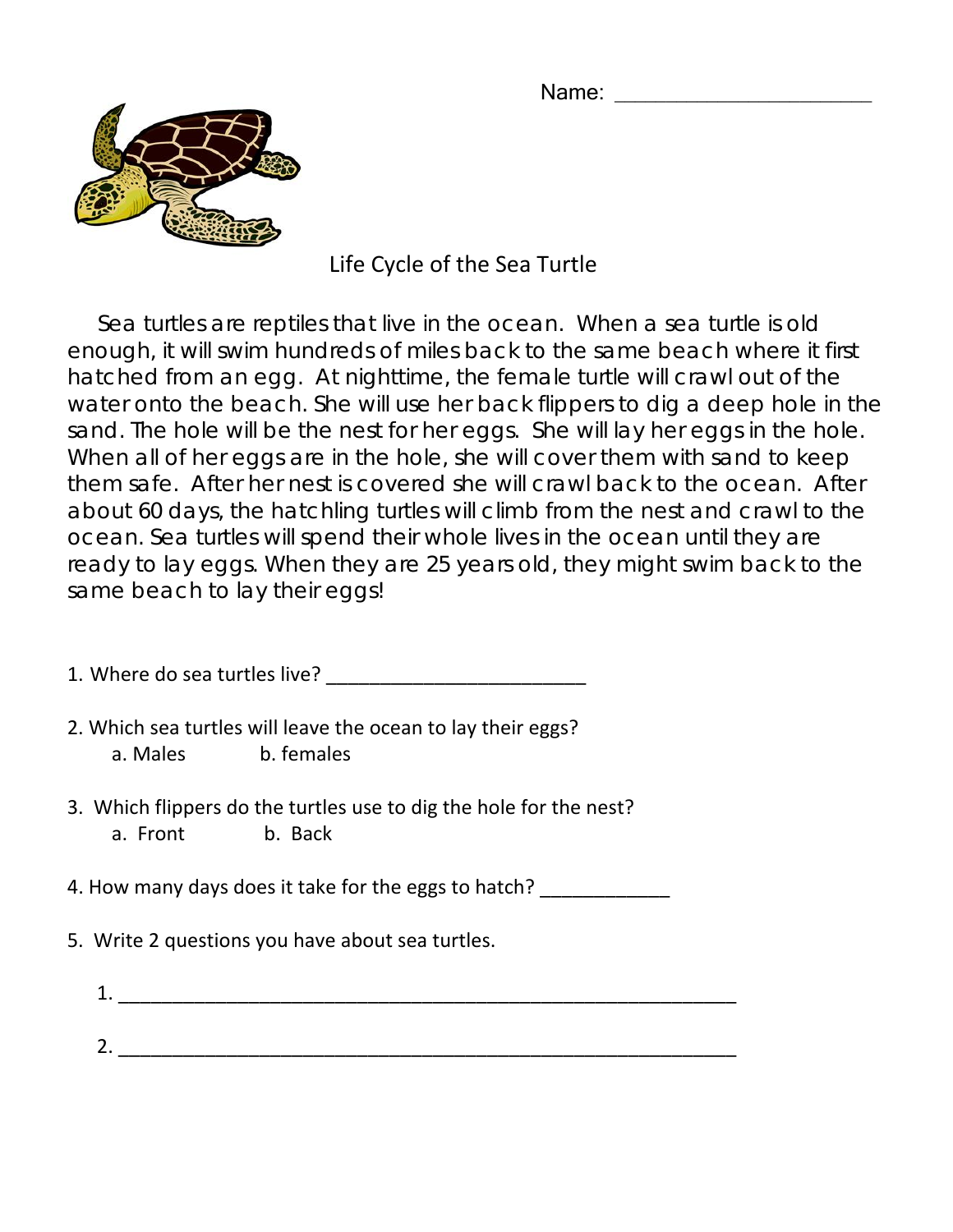Name: ______________________

# Life Cycle of the Sea Turtle

Sea turtles are reptiles that live in the ocean. When a sea turtle is old enough, it will swim hundreds of miles back to the same beach where it first hatched from an egg. At nighttime, the female turtle will crawl out of the water onto the beach. She will use her back flippers to dig a deep hole in the sand. The hole will be the nest for her eggs. She will lay her eggs in the hole. When all of her eggs are in the hole, she will cover them with sand to keep them safe. After her nest is covered she will crawl back to the ocean. After about 60 days, the hatchling turtles will climb from the nest and crawl to the ocean. Sea turtles will spend their whole lives in the ocean until they are ready to lay eggs. When they are 25 years old, they might swim back to the same beach to lay their eggs!

1. Where do sea turtles live? ________________________

2. Which sea turtles will leave the ocean to lay their eggs?
   a. Males b. females

3. Which flippers do the turtles use to dig the hole for the nest?
   a. Front b. Back

4. How many days does it take for the eggs to hatch? ____________

5. Write 2 questions you have about sea turtles.

   1. ____________________________________________________________

   2. ____________________________________________________________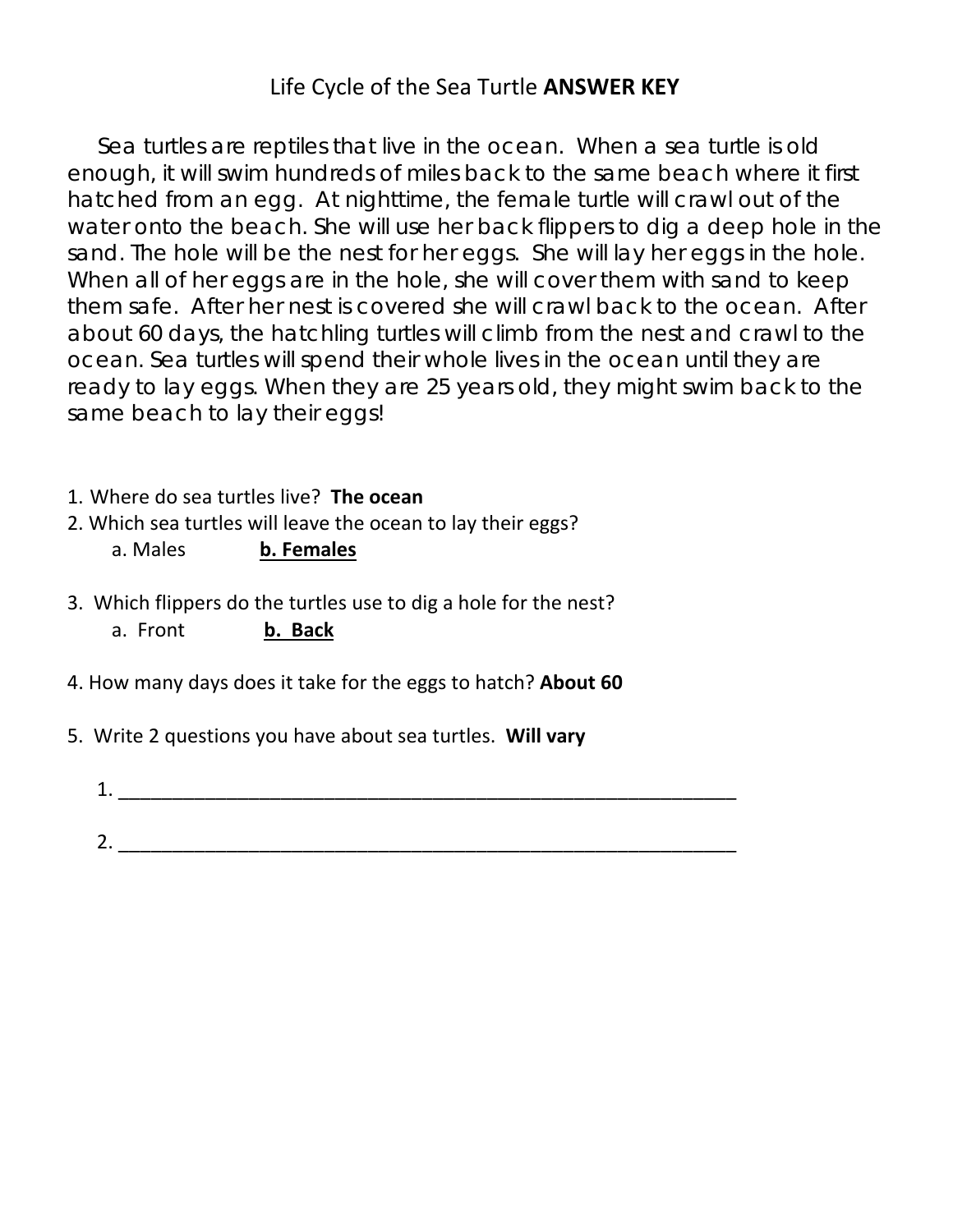# Life Cycle of the Sea Turtle **ANSWER KEY**

Sea turtles are reptiles that live in the ocean. When a sea turtle is old enough, it will swim hundreds of miles back to the same beach where it first hatched from an egg. At nighttime, the female turtle will crawl out of the water onto the beach. She will use her back flippers to dig a deep hole in the sand. The hole will be the nest for her eggs. She will lay her eggs in the hole. When all of her eggs are in the hole, she will cover them with sand to keep them safe. After her nest is covered she will crawl back to the ocean. After about 60 days, the hatchling turtles will climb from the nest and crawl to the ocean. Sea turtles will spend their whole lives in the ocean until they are ready to lay eggs. When they are 25 years old, they might swim back to the same beach to lay their eggs!

1. Where do sea turtles live? **The ocean**
2. Which sea turtles will leave the ocean to lay their eggs?
   a. Males **b. Females**
3. Which flippers do the turtles use to dig a hole for the nest?
   a. Front **b. Back**
4. How many days does it take for the eggs to hatch? **About 60**
5. Write 2 questions you have about sea turtles. **Will vary**

   1. ______________________________________________________________

   2. ______________________________________________________________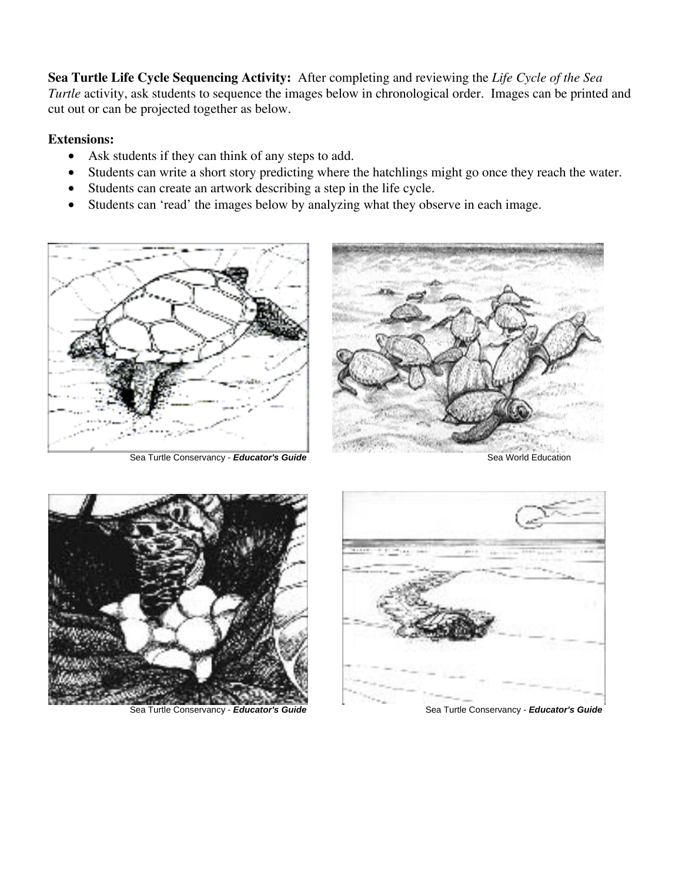**Sea Turtle Life Cycle Sequencing Activity:** After completing and reviewing the *Life Cycle of the Sea Turtle* activity, ask students to sequence the images below in chronological order. Images can be printed and cut out or can be projected together as below.

**Extensions:**

- Ask students if they can think of any steps to add.
- Students can write a short story predicting where the hatchlings might go once they reach the water.
- Students can create an artwork describing a step in the life cycle.
- Students can 'read' the images below by analyzing what they observe in each image.

Sea Turtle Conservancy - ***Educator's Guide***

Sea World Education

Sea Turtle Conservancy - ***Educator's Guide***

Sea Turtle Conservancy - ***Educator's Guide***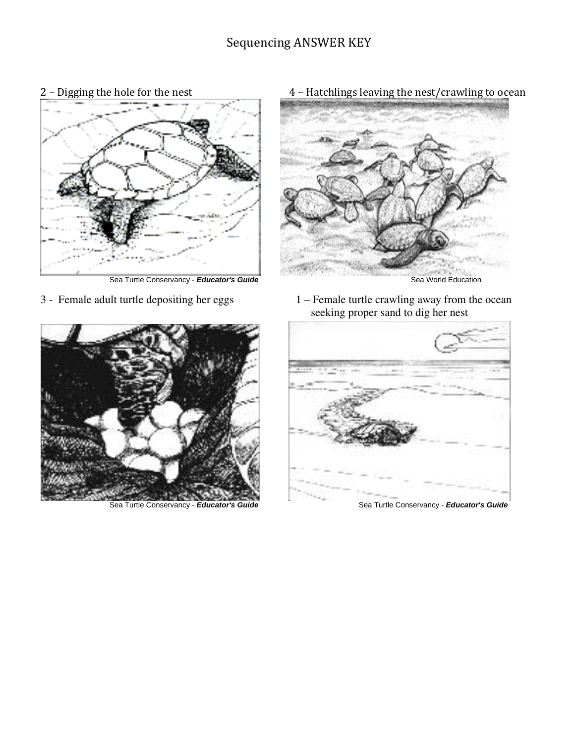# Sequencing ANSWER KEY

2 – Digging the hole for the nest

Sea Turtle Conservancy - ***Educator's Guide***

4 – Hatchlings leaving the nest/crawling to ocean

Sea World Education

3 - Female adult turtle depositing her eggs

Sea Turtle Conservancy - ***Educator's Guide***

1 – Female turtle crawling away from the ocean seeking proper sand to dig her nest

Sea Turtle Conservancy - ***Educator's Guide***